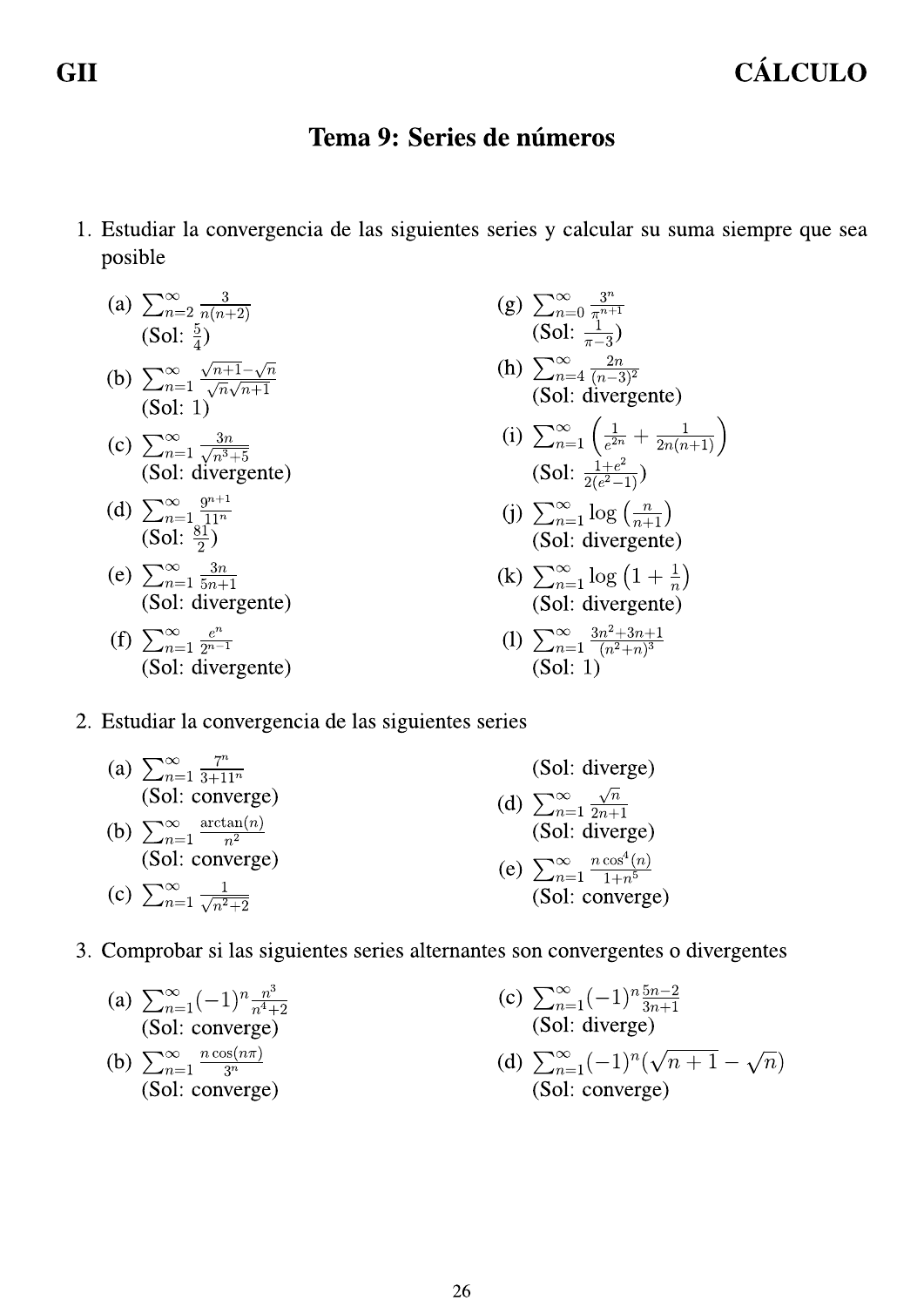# Tema 9: Series de números

1. Estudiar la convergencia de las siguientes series y calcular su suma siempre que sea posible

   (a) $\sum_{n=2}^{\infty} \frac{3}{n(n+2)}$
   (Sol: $\frac{5}{4}$)

   (b) $\sum_{n=1}^{\infty} \frac{\sqrt{n+1}-\sqrt{n}}{\sqrt{n}\sqrt{n+1}}$
   (Sol: 1)

   (c) $\sum_{n=1}^{\infty} \frac{3n}{\sqrt{n^3+5}}$
   (Sol: divergente)

   (d) $\sum_{n=1}^{\infty} \frac{9^{n+1}}{11^n}$
   (Sol: $\frac{81}{2}$)

   (e) $\sum_{n=1}^{\infty} \frac{3n}{5n+1}$
   (Sol: divergente)

   (f) $\sum_{n=1}^{\infty} \frac{e^n}{2^{n-1}}$
   (Sol: divergente)

   (g) $\sum_{n=0}^{\infty} \frac{3^n}{\pi^{n+1}}$
   (Sol: $\frac{1}{\pi-3}$)

   (h) $\sum_{n=4}^{\infty} \frac{2n}{(n-3)^2}$
   (Sol: divergente)

   (i) $\sum_{n=1}^{\infty} \left( \frac{1}{e^{2n}} + \frac{1}{2n(n+1)} \right)$
   (Sol: $\frac{1+e^2}{2(e^2-1)}$)

   (j) $\sum_{n=1}^{\infty} \log\left(\frac{n}{n+1}\right)$
   (Sol: divergente)

   (k) $\sum_{n=1}^{\infty} \log\left(1+\frac{1}{n}\right)$
   (Sol: divergente)

   (l) $\sum_{n=1}^{\infty} \frac{3n^2+3n+1}{(n^2+n)^3}$
   (Sol: 1)

2. Estudiar la convergencia de las siguientes series

   (a) $\sum_{n=1}^{\infty} \frac{7^n}{3+11^n}$
   (Sol: converge)

   (b) $\sum_{n=1}^{\infty} \frac{\arctan(n)}{n^2}$
   (Sol: converge)

   (c) $\sum_{n=1}^{\infty} \frac{1}{\sqrt{n^2+2}}$
   (Sol: diverge)

   (d) $\sum_{n=1}^{\infty} \frac{\sqrt{n}}{2n+1}$
   (Sol: diverge)

   (e) $\sum_{n=1}^{\infty} \frac{n\cos^4(n)}{1+n^5}$
   (Sol: converge)

3. Comprobar si las siguientes series alternantes son convergentes o divergentes

   (a) $\sum_{n=1}^{\infty} (-1)^n \frac{n^3}{n^4+2}$
   (Sol: converge)

   (b) $\sum_{n=1}^{\infty} \frac{n\cos(n\pi)}{3^n}$
   (Sol: converge)

   (c) $\sum_{n=1}^{\infty} (-1)^n \frac{5n-2}{3n+1}$
   (Sol: diverge)

   (d) $\sum_{n=1}^{\infty} (-1)^n (\sqrt{n+1}-\sqrt{n})$
   (Sol: converge)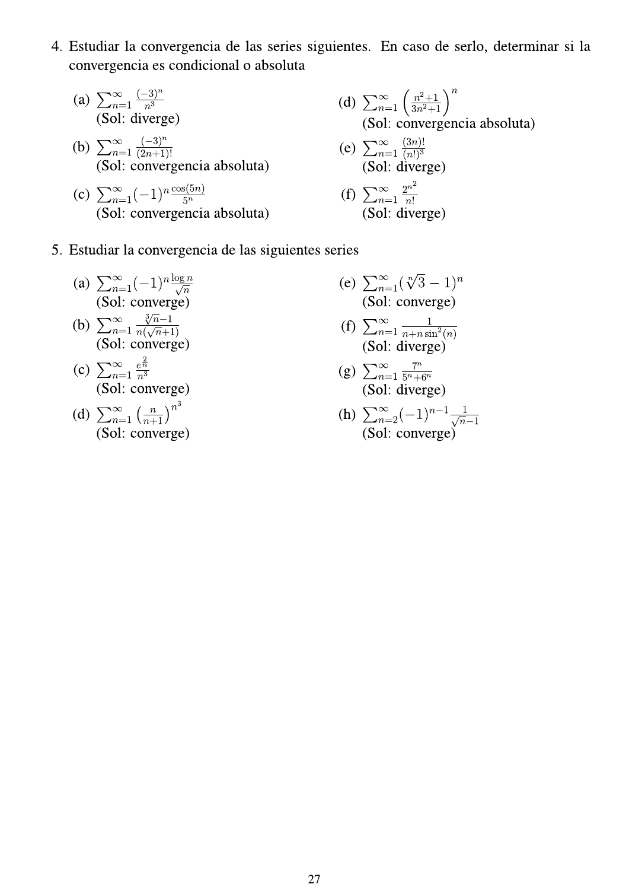4. Estudiar la convergencia de las series siguientes. En caso de serlo, determinar si la convergencia es condicional o absoluta

   (a) $\sum_{n=1}^{\infty} \frac{(-3)^n}{n^3}$
   (Sol: diverge)

   (b) $\sum_{n=1}^{\infty} \frac{(-3)^n}{(2n+1)!}$
   (Sol: convergencia absoluta)

   (c) $\sum_{n=1}^{\infty} (-1)^n \frac{\cos(5n)}{5^n}$
   (Sol: convergencia absoluta)

   (d) $\sum_{n=1}^{\infty} \left(\frac{n^2+1}{3n^2+1}\right)^n$
   (Sol: convergencia absoluta)

   (e) $\sum_{n=1}^{\infty} \frac{(3n)!}{(n!)^3}$
   (Sol: diverge)

   (f) $\sum_{n=1}^{\infty} \frac{2^{n^2}}{n!}$
   (Sol: diverge)

5. Estudiar la convergencia de las siguientes series

   (a) $\sum_{n=1}^{\infty} (-1)^n \frac{\log n}{\sqrt{n}}$
   (Sol: converge)

   (b) $\sum_{n=1}^{\infty} \frac{\sqrt[3]{n}-1}{n(\sqrt{n}+1)}$
   (Sol: converge)

   (c) $\sum_{n=1}^{\infty} \frac{e^{\frac{2}{n}}}{n^3}$
   (Sol: converge)

   (d) $\sum_{n=1}^{\infty} \left(\frac{n}{n+1}\right)^{n^3}$
   (Sol: converge)

   (e) $\sum_{n=1}^{\infty} (\sqrt[n]{3}-1)^n$
   (Sol: converge)

   (f) $\sum_{n=1}^{\infty} \frac{1}{n+n\sin^2(n)}$
   (Sol: diverge)

   (g) $\sum_{n=1}^{\infty} \frac{7^n}{5^n+6^n}$
   (Sol: diverge)

   (h) $\sum_{n=2}^{\infty} (-1)^{n-1} \frac{1}{\sqrt{n-1}}$
   (Sol: converge)